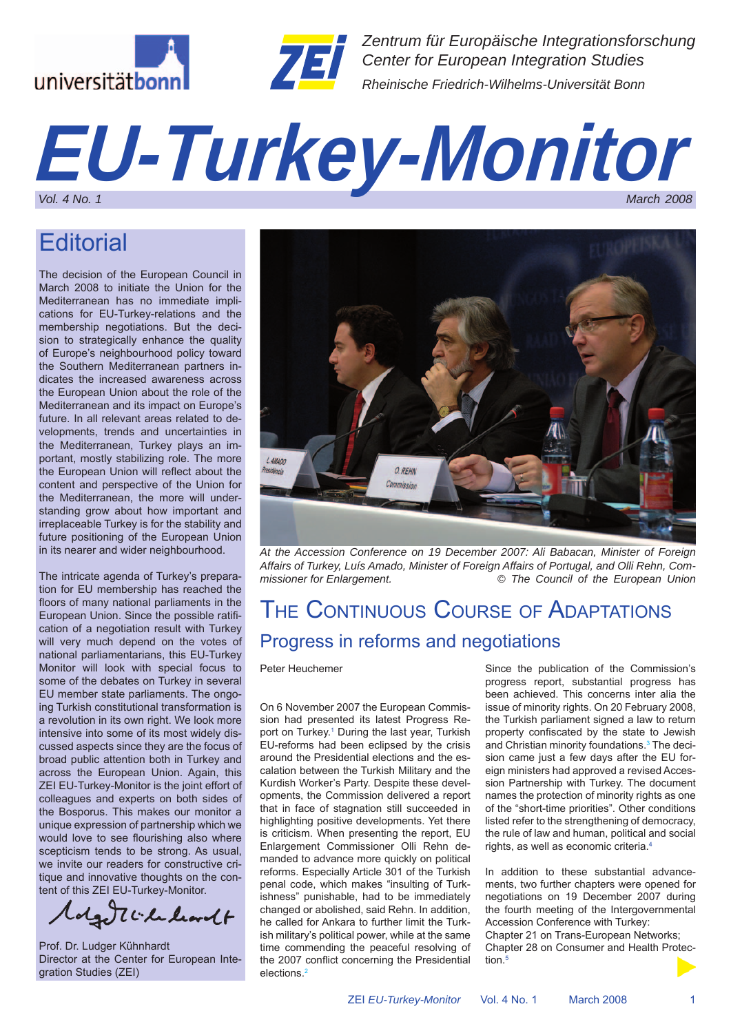Zentrum für Europäische Integrationsforschung
Center for European Integration Studies
Rheinische Friedrich-Wilhelms-Universität Bonn

# EU-Turkey-Monitor

*Vol. 4 No. 1* *March 2008*

## Editorial

The decision of the European Council in March 2008 to initiate the Union for the Mediterranean has no immediate implications for EU-Turkey-relations and the membership negotiations. But the decision to strategically enhance the quality of Europe's neighbourhood policy toward the Southern Mediterranean partners indicates the increased awareness across the European Union about the role of the Mediterranean and its impact on Europe's future. In all relevant areas related to developments, trends and uncertainties in the Mediterranean, Turkey plays an important, mostly stabilizing role. The more the European Union will reflect about the content and perspective of the Union for the Mediterranean, the more will understanding grow about how important and irreplaceable Turkey is for the stability and future positioning of the European Union in its nearer and wider neighbourhood.

The intricate agenda of Turkey's preparation for EU membership has reached the floors of many national parliaments in the European Union. Since the possible ratification of a negotiation result with Turkey will very much depend on the votes of national parliamentarians, this EU-Turkey Monitor will look with special focus to some of the debates on Turkey in several EU member state parliaments. The ongoing Turkish constitutional transformation is a revolution in its own right. We look more intensive into some of its most widely discussed aspects since they are the focus of broad public attention both in Turkey and across the European Union. Again, this ZEI EU-Turkey-Monitor is the joint effort of colleagues and experts on both sides of the Bosporus. This makes our monitor a unique expression of partnership which we would love to see flourishing also where scepticism tends to be strong. As usual, we invite our readers for constructive critique and innovative thoughts on the content of this ZEI EU-Turkey-Monitor.

Prof. Dr. Ludger Kühnhardt
Director at the Center for European Integration Studies (ZEI)

*At the Accession Conference on 19 December 2007: Ali Babacan, Minister of Foreign Affairs of Turkey, Luís Amado, Minister of Foreign Affairs of Portugal, and Olli Rehn, Commissioner for Enlargement.* *© The Council of the European Union*

## The Continuous Course of Adaptations

### Progress in reforms and negotiations

Peter Heuchemer

On 6 November 2007 the European Commission had presented its latest Progress Report on Turkey.[1] During the last year, Turkish EU-reforms had been eclipsed by the crisis around the Presidential elections and the escalation between the Turkish Military and the Kurdish Worker's Party. Despite these developments, the Commission delivered a report that in face of stagnation still succeeded in highlighting positive developments. Yet there is criticism. When presenting the report, EU Enlargement Commissioner Olli Rehn demanded to advance more quickly on political reforms. Especially Article 301 of the Turkish penal code, which makes "insulting of Turkishness" punishable, had to be immediately changed or abolished, said Rehn. In addition, he called for Ankara to further limit the Turkish military's political power, while at the same time commending the peaceful resolving of the 2007 conflict concerning the Presidential elections.[2]

Since the publication of the Commission's progress report, substantial progress has been achieved. This concerns inter alia the issue of minority rights. On 20 February 2008, the Turkish parliament signed a law to return property confiscated by the state to Jewish and Christian minority foundations.[3] The decision came just a few days after the EU foreign ministers had approved a revised Accession Partnership with Turkey. The document names the protection of minority rights as one of the "short-time priorities". Other conditions listed refer to the strengthening of democracy, the rule of law and human, political and social rights, as well as economic criteria.[4]

In addition to these substantial advancements, two further chapters were opened for negotiations on 19 December 2007 during the fourth meeting of the Intergovernmental Accession Conference with Turkey:
Chapter 21 on Trans-European Networks;
Chapter 28 on Consumer and Health Protection.[5]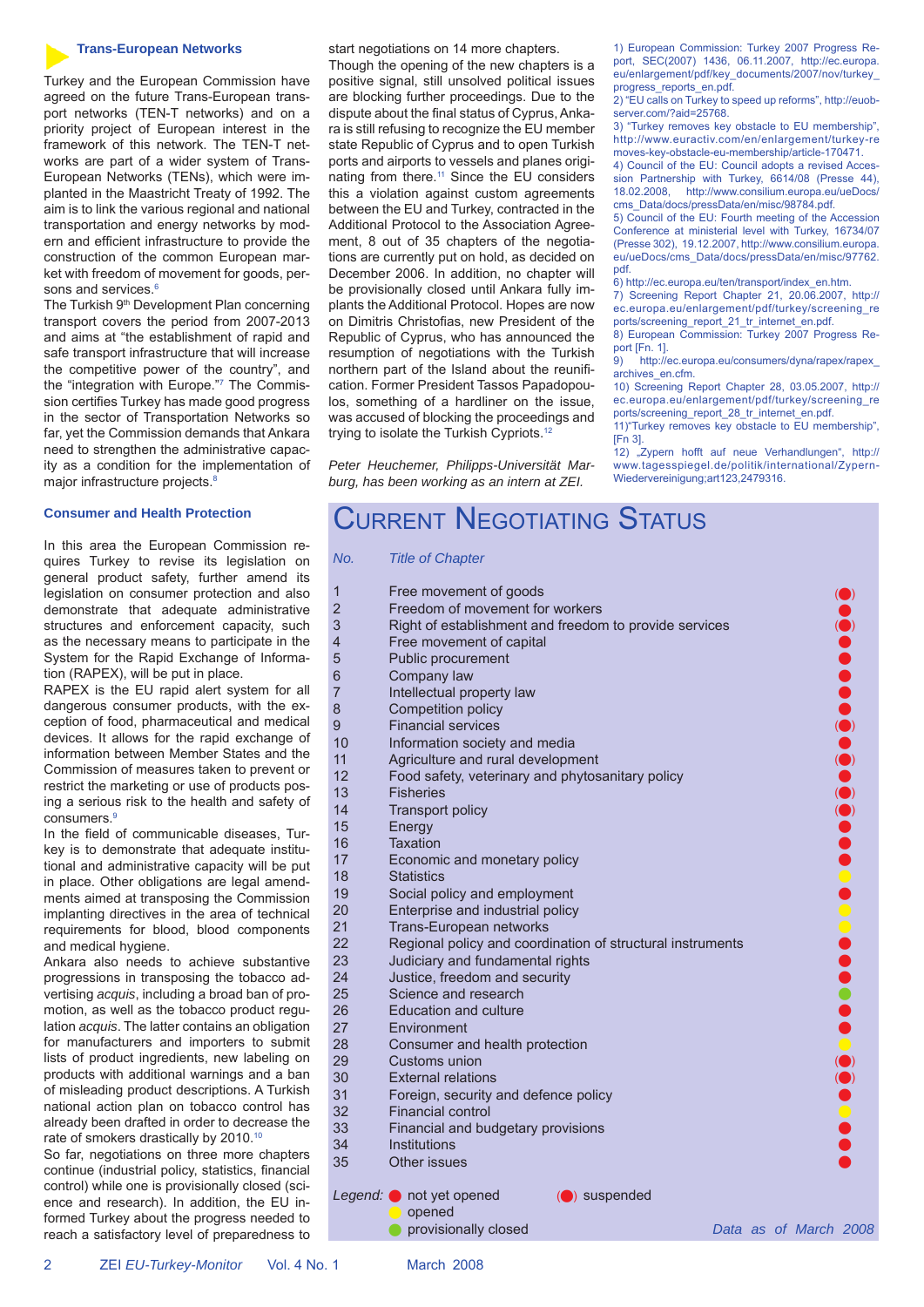## Trans-European Networks

Turkey and the European Commission have agreed on the future Trans-European transport networks (TEN-T networks) and on a priority project of European interest in the framework of this network. The TEN-T networks are part of a wider system of Trans-European Networks (TENs), which were implanted in the Maastricht Treaty of 1992. The aim is to link the various regional and national transportation and energy networks by modern and efficient infrastructure to provide the construction of the common European market with freedom of movement for goods, persons and services.[6]

The Turkish 9th Development Plan concerning transport covers the period from 2007-2013 and aims at "the establishment of rapid and safe transport infrastructure that will increase the competitive power of the country", and the "integration with Europe."[7] The Commission certifies Turkey has made good progress in the sector of Transportation Networks so far, yet the Commission demands that Ankara need to strengthen the administrative capacity as a condition for the implementation of major infrastructure projects.[8]

## Consumer and Health Protection

In this area the European Commission requires Turkey to revise its legislation on general product safety, further amend its legislation on consumer protection and also demonstrate that adequate administrative structures and enforcement capacity, such as the necessary means to participate in the System for the Rapid Exchange of Information (RAPEX), will be put in place.

RAPEX is the EU rapid alert system for all dangerous consumer products, with the exception of food, pharmaceutical and medical devices. It allows for the rapid exchange of information between Member States and the Commission of measures taken to prevent or restrict the marketing or use of products posing a serious risk to the health and safety of consumers.[9]

In the field of communicable diseases, Turkey is to demonstrate that adequate institutional and administrative capacity will be put in place. Other obligations are legal amendments aimed at transposing the Commission implanting directives in the area of technical requirements for blood, blood components and medical hygiene.

Ankara also needs to achieve substantive progressions in transposing the tobacco advertising *acquis*, including a broad ban of promotion, as well as the tobacco product regulation *acquis*. The latter contains an obligation for manufacturers and importers to submit lists of product ingredients, new labeling on products with additional warnings and a ban of misleading product descriptions. A Turkish national action plan on tobacco control has already been drafted in order to decrease the rate of smokers drastically by 2010.[10]

So far, negotiations on three more chapters continue (industrial policy, statistics, financial control) while one is provisionally closed (science and research). In addition, the EU informed Turkey about the progress needed to reach a satisfactory level of preparedness to start negotiations on 14 more chapters.

Though the opening of the new chapters is a positive signal, still unsolved political issues are blocking further proceedings. Due to the dispute about the final status of Cyprus, Ankara is still refusing to recognize the EU member state Republic of Cyprus and to open Turkish ports and airports to vessels and planes originating from there.[11] Since the EU considers this a violation against custom agreements between the EU and Turkey, contracted in the Additional Protocol to the Association Agreement, 8 out of 35 chapters of the negotiations are currently put on hold, as decided on December 2006. In addition, no chapter will be provisionally closed until Ankara fully implants the Additional Protocol. Hopes are now on Dimitris Christofias, new President of the Republic of Cyprus, who has announced the resumption of negotiations with the Turkish northern part of the Island about the reunification. Former President Tassos Papadopoulos, something of a hardliner on the issue, was accused of blocking the proceedings and trying to isolate the Turkish Cypriots.[12]

*Peter Heuchemer, Philipps-Universität Marburg, has been working as an intern at ZEI.*

1) European Commission: Turkey 2007 Progress Report, SEC(2007) 1436, 06.11.2007, http://ec.europa.eu/enlargement/pdf/key_documents/2007/nov/turkey_progress_reports_en.pdf.
2) "EU calls on Turkey to speed up reforms", http://euobserver.com/?aid=25768.
3) "Turkey removes key obstacle to EU membership", http://www.euractiv.com/en/enlargement/turkey-removes-key-obstacle-eu-membership/article-170471.
4) Council of the EU: Council adopts a revised Accession Partnership with Turkey, 6614/08 (Presse 44), 18.02.2008, http://www.consilium.europa.eu/ueDocs/cms_Data/docs/pressData/en/misc/98784.pdf.
5) Council of the EU: Fourth meeting of the Accession Conference at ministerial level with Turkey, 16734/07 (Presse 302), 19.12.2007, http://www.consilium.europa.eu/ueDocs/cms_Data/docs/pressData/en/misc/97762.pdf.
6) http://ec.europa.eu/ten/transport/index_en.htm.
7) Screening Report Chapter 21, 20.06.2007, http://ec.europa.eu/enlargement/pdf/turkey/screening_reports/screening_report_21_tr_internet_en.pdf.
8) European Commission: Turkey 2007 Progress Report [Fn. 1].
9) http://ec.europa.eu/consumers/dyna/rapex/rapex_archives_en.cfm.
10) Screening Report Chapter 28, 03.05.2007, http://ec.europa.eu/enlargement/pdf/turkey/screening_reports/screening_report_28_tr_internet_en.pdf.
11)"Turkey removes key obstacle to EU membership", [Fn 3].
12) „Zypern hofft auf neue Verhandlungen", http://www.tagesspiegel.de/politik/international/Zypern-Wiedervereinigung;art123,2479316.

## Current Negotiating Status

| No. | Title of Chapter | Status |
|---|---|---|
| 1 | Free movement of goods | suspended |
| 2 | Freedom of movement for workers | not yet opened |
| 3 | Right of establishment and freedom to provide services | suspended |
| 4 | Free movement of capital | not yet opened |
| 5 | Public procurement | not yet opened |
| 6 | Company law | not yet opened |
| 7 | Intellectual property law | not yet opened |
| 8 | Competition policy | not yet opened |
| 9 | Financial services | suspended |
| 10 | Information society and media | not yet opened |
| 11 | Agriculture and rural development | suspended |
| 12 | Food safety, veterinary and phytosanitary policy | not yet opened |
| 13 | Fisheries | suspended |
| 14 | Transport policy | suspended |
| 15 | Energy | not yet opened |
| 16 | Taxation | not yet opened |
| 17 | Economic and monetary policy | not yet opened |
| 18 | Statistics | opened |
| 19 | Social policy and employment | not yet opened |
| 20 | Enterprise and industrial policy | opened |
| 21 | Trans-European networks | opened |
| 22 | Regional policy and coordination of structural instruments | not yet opened |
| 23 | Judiciary and fundamental rights | not yet opened |
| 24 | Justice, freedom and security | not yet opened |
| 25 | Science and research | provisionally closed |
| 26 | Education and culture | not yet opened |
| 27 | Environment | not yet opened |
| 28 | Consumer and health protection | opened |
| 29 | Customs union | suspended |
| 30 | External relations | suspended |
| 31 | Foreign, security and defence policy | not yet opened |
| 32 | Financial control | opened |
| 33 | Financial and budgetary provisions | not yet opened |
| 34 | Institutions | not yet opened |
| 35 | Other issues | not yet opened |

*Legend:* ● not yet opened; (●) suspended; ● opened; ● provisionally closed

*Data as of March 2008*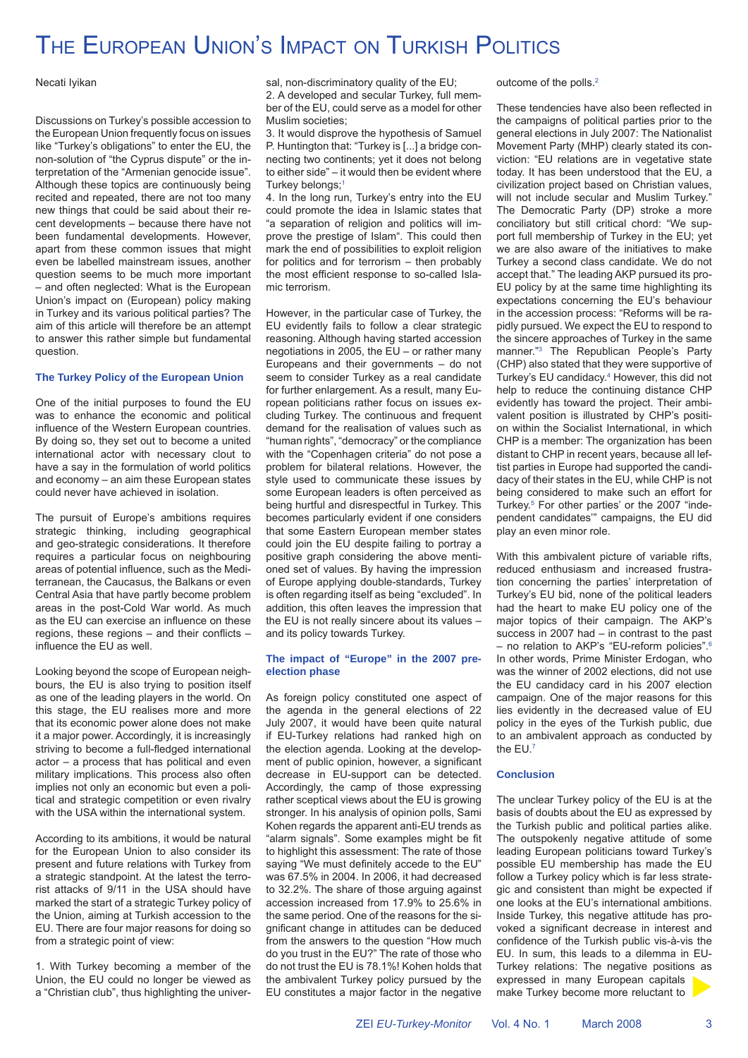# The European Union's Impact on Turkish Politics

Necati Iyikan

Discussions on Turkey's possible accession to the European Union frequently focus on issues like "Turkey's obligations" to enter the EU, the non-solution of "the Cyprus dispute" or the interpretation of the "Armenian genocide issue". Although these topics are continuously being recited and repeated, there are not too many new things that could be said about their recent developments – because there have not been fundamental developments. However, apart from these common issues that might even be labelled mainstream issues, another question seems to be much more important – and often neglected: What is the European Union's impact on (European) policy making in Turkey and its various political parties? The aim of this article will therefore be an attempt to answer this rather simple but fundamental question.

### The Turkey Policy of the European Union

One of the initial purposes to found the EU was to enhance the economic and political influence of the Western European countries. By doing so, they set out to become a united international actor with necessary clout to have a say in the formulation of world politics and economy – an aim these European states could never have achieved in isolation.

The pursuit of Europe's ambitions requires strategic thinking, including geographical and geo-strategic considerations. It therefore requires a particular focus on neighbouring areas of potential influence, such as the Mediterranean, the Caucasus, the Balkans or even Central Asia that have partly become problem areas in the post-Cold War world. As much as the EU can exercise an influence on these regions, these regions – and their conflicts – influence the EU as well.

Looking beyond the scope of European neighbours, the EU is also trying to position itself as one of the leading players in the world. On this stage, the EU realises more and more that its economic power alone does not make it a major power. Accordingly, it is increasingly striving to become a full-fledged international actor – a process that has political and even military implications. This process also often implies not only an economic but even a political and strategic competition or even rivalry with the USA within the international system.

According to its ambitions, it would be natural for the European Union to also consider its present and future relations with Turkey from a strategic standpoint. At the latest the terrorist attacks of 9/11 in the USA should have marked the start of a strategic Turkey policy of the Union, aiming at Turkish accession to the EU. There are four major reasons for doing so from a strategic point of view:

1. With Turkey becoming a member of the Union, the EU could no longer be viewed as a "Christian club", thus highlighting the universal, non-discriminatory quality of the EU;
2. A developed and secular Turkey, full member of the EU, could serve as a model for other Muslim societies;
3. It would disprove the hypothesis of Samuel P. Huntington that: "Turkey is [...] a bridge connecting two continents; yet it does not belong to either side" – it would then be evident where Turkey belongs;[1]
4. In the long run, Turkey's entry into the EU could promote the idea in Islamic states that "a separation of religion and politics will improve the prestige of Islam". This could then mark the end of possibilities to exploit religion for politics and for terrorism – then probably the most efficient response to so-called Islamic terrorism.

However, in the particular case of Turkey, the EU evidently fails to follow a clear strategic reasoning. Although having started accession negotiations in 2005, the EU – or rather many Europeans and their governments – do not seem to consider Turkey as a real candidate for further enlargement. As a result, many European politicians rather focus on issues excluding Turkey. The continuous and frequent demand for the realisation of values such as "human rights", "democracy" or the compliance with the "Copenhagen criteria" do not pose a problem for bilateral relations. However, the style used to communicate these issues by some European leaders is often perceived as being hurtful and disrespectful in Turkey. This becomes particularly evident if one considers that some Eastern European member states could join the EU despite failing to portray a positive graph considering the above mentioned set of values. By having the impression of Europe applying double-standards, Turkey is often regarding itself as being "excluded". In addition, this often leaves the impression that the EU is not really sincere about its values – and its policy towards Turkey.

### The impact of "Europe" in the 2007 pre-election phase

As foreign policy constituted one aspect of the agenda in the general elections of 22 July 2007, it would have been quite natural if EU-Turkey relations had ranked high on the election agenda. Looking at the development of public opinion, however, a significant decrease in EU-support can be detected. Accordingly, the camp of those expressing rather sceptical views about the EU is growing stronger. In his analysis of opinion polls, Sami Kohen regards the apparent anti-EU trends as "alarm signals". Some examples might be fit to highlight this assessment: The rate of those saying "We must definitely accede to the EU" was 67.5% in 2004. In 2006, it had decreased to 32.2%. The share of those arguing against accession increased from 17.9% to 25.6% in the same period. One of the reasons for the significant change in attitudes can be deduced from the answers to the question "How much do you trust in the EU?" The rate of those who do not trust the EU is 78.1%! Kohen holds that the ambivalent Turkey policy pursued by the EU constitutes a major factor in the negative outcome of the polls.[2]

These tendencies have also been reflected in the campaigns of political parties prior to the general elections in July 2007: The Nationalist Movement Party (MHP) clearly stated its conviction: "EU relations are in vegetative state today. It has been understood that the EU, a civilization project based on Christian values, will not include secular and Muslim Turkey." The Democratic Party (DP) stroke a more conciliatory but still critical chord: "We support full membership of Turkey in the EU; yet we are also aware of the initiatives to make Turkey a second class candidate. We do not accept that." The leading AKP pursued its pro-EU policy by at the same time highlighting its expectations concerning the EU's behaviour in the accession process: "Reforms will be rapidly pursued. We expect the EU to respond to the sincere approaches of Turkey in the same manner."[3] The Republican People's Party (CHP) also stated that they were supportive of Turkey's EU candidacy.[4] However, this did not help to reduce the continuing distance CHP evidently has toward the project. Their ambivalent position is illustrated by CHP's position within the Socialist International, in which CHP is a member: The organization has been distant to CHP in recent years, because all leftist parties in Europe had supported the candidacy of their states in the EU, while CHP is not being considered to make such an effort for Turkey.[5] For other parties' or the 2007 "independent candidates'" campaigns, the EU did play an even minor role.

With this ambivalent picture of variable rifts, reduced enthusiasm and increased frustration concerning the parties' interpretation of Turkey's EU bid, none of the political leaders had the heart to make EU policy one of the major topics of their campaign. The AKP's success in 2007 had – in contrast to the past – no relation to AKP's "EU-reform policies".[6] In other words, Prime Minister Erdogan, who was the winner of 2002 elections, did not use the EU candidacy card in his 2007 election campaign. One of the major reasons for this lies evidently in the decreased value of EU policy in the eyes of the Turkish public, due to an ambivalent approach as conducted by the EU.[7]

### Conclusion

The unclear Turkey policy of the EU is at the basis of doubts about the EU as expressed by the Turkish public and political parties alike. The outspokenly negative attitude of some leading European politicians toward Turkey's possible EU membership has made the EU follow a Turkey policy which is far less strategic and consistent than might be expected if one looks at the EU's international ambitions. Inside Turkey, this negative attitude has provoked a significant decrease in interest and confidence of the Turkish public vis-à-vis the EU. In sum, this leads to a dilemma in EU-Turkey relations: The negative positions as expressed in many European capitals make Turkey become more reluctant to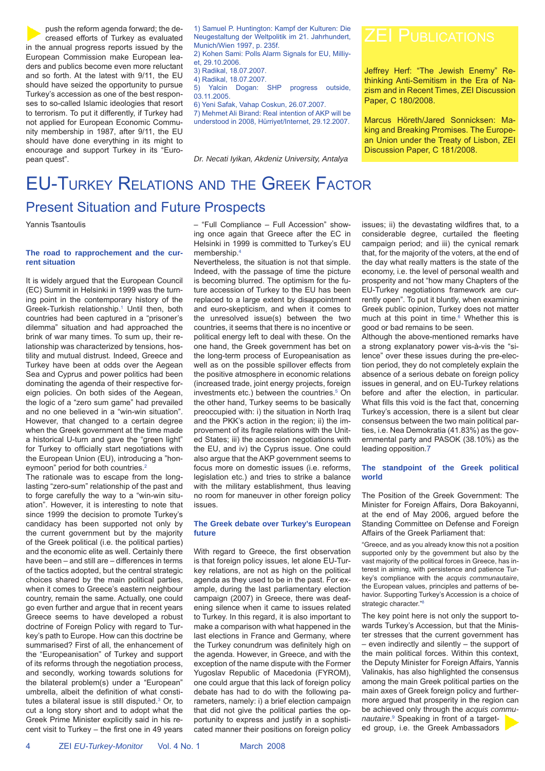push the reform agenda forward; the decreased efforts of Turkey as evaluated in the annual progress reports issued by the European Commission make European leaders and publics become even more reluctant and so forth. At the latest with 9/11, the EU should have seized the opportunity to pursue Turkey's accession as one of the best responses to so-called Islamic ideologies that resort to terrorism. To put it differently, if Turkey had not applied for European Economic Community membership in 1987, after 9/11, the EU should have done everything in its might to encourage and support Turkey in its "European quest".

1) Samuel P. Huntington: Kampf der Kulturen: Die Neugestaltung der Weltpolitik im 21. Jahrhundert, Munich/Wien 1997, p. 235f.
2) Kohen Sami: Polls Alarm Signals for EU, Milliyet, 29.10.2006.
3) Radikal, 18.07.2007.
4) Radikal, 18.07.2007.
5) Yalcin Dogan: SHP progress outside, 03.11.2005.
6) Yeni Safak, Vahap Coskun, 26.07.2007.
7) Mehmet Ali Birand: Real intention of AKP will be understood in 2008, Hürriyet/Internet, 29.12.2007.

*Dr. Necati Iyikan, Akdeniz University, Antalya*

## ZEI Publications

Jeffrey Herf: "The Jewish Enemy" Rethinking Anti-Semitism in the Era of Nazism and in Recent Times, ZEI Discussion Paper, C 180/2008.

Marcus Höreth/Jared Sonnicksen: Making and Breaking Promises. The European Union under the Treaty of Lisbon, ZEI Discussion Paper, C 181/2008.

# EU-Turkey Relations and the Greek Factor

## Present Situation and Future Prospects

Yannis Tsantoulis

### The road to rapprochement and the current situation

It is widely argued that the European Council (EC) Summit in Helsinki in 1999 was the turning point in the contemporary history of the Greek-Turkish relationship.[1] Until then, both countries had been captured in a "prisoner's dilemma" situation and had approached the brink of war many times. To sum up, their relationship was characterized by tensions, hostility and mutual distrust. Indeed, Greece and Turkey have been at odds over the Aegean Sea and Cyprus and power politics had been dominating the agenda of their respective foreign policies. On both sides of the Aegean, the logic of a "zero sum game" had prevailed and no one believed in a "win-win situation". However, that changed to a certain degree when the Greek government at the time made a historical U-turn and gave the "green light" for Turkey to officially start negotiations with the European Union (EU), introducing a "honeymoon" period for both countries.[2]

The rationale was to escape from the long-lasting "zero-sum" relationship of the past and to forge carefully the way to a "win-win situation". However, it is interesting to note that since 1999 the decision to promote Turkey's candidacy has been supported not only by the current government but by the majority of the Greek political (i.e. the political parties) and the economic elite as well. Certainly there have been – and still are – differences in terms of the tactics adopted, but the central strategic choices shared by the main political parties, when it comes to Greece's eastern neighbour country, remain the same. Actually, one could go even further and argue that in recent years Greece seems to have developed a robust doctrine of Foreign Policy with regard to Turkey's path to Europe. How can this doctrine be summarised? First of all, the enhancement of the "Europeanisation" of Turkey and support of its reforms through the negotiation process, and secondly, working towards solutions for the bilateral problem(s) under a "European" umbrella, albeit the definition of what constitutes a bilateral issue is still disputed.[3] Or, to cut a long story short and to adopt what the Greek Prime Minister explicitly said in his recent visit to Turkey – the first one in 49 years – "Full Compliance – Full Accession" showing once again that Greece after the EC in Helsinki in 1999 is committed to Turkey's EU membership.[4]

Nevertheless, the situation is not that simple. Indeed, with the passage of time the picture is becoming blurred. The optimism for the future accession of Turkey to the EU has been replaced to a large extent by disappointment and euro-skepticism, and when it comes to the unresolved issue(s) between the two countries, it seems that there is no incentive or political energy left to deal with these. On the one hand, the Greek government has bet on the long-term process of Europeanisation as well as on the possible spillover effects from the positive atmosphere in economic relations (increased trade, joint energy projects, foreign investments etc.) between the countries.[5] On the other hand, Turkey seems to be basically preoccupied with: i) the situation in North Iraq and the PKK's action in the region; ii) the improvement of its fragile relations with the United States; iii) the accession negotiations with the EU, and iv) the Cyprus issue. One could also argue that the AKP government seems to focus more on domestic issues (i.e. reforms, legislation etc.) and tries to strike a balance with the military establishment, thus leaving no room for maneuver in other foreign policy issues.

### The Greek debate over Turkey's European future

With regard to Greece, the first observation is that foreign policy issues, let alone EU-Turkey relations, are not as high on the political agenda as they used to be in the past. For example, during the last parliamentary election campaign (2007) in Greece, there was deafening silence when it came to issues related to Turkey. In this regard, it is also important to make a comparison with what happened in the last elections in France and Germany, where the Turkey conundrum was definitely high on the agenda. However, in Greece, and with the exception of the name dispute with the Former Yugoslav Republic of Macedonia (FYROM), one could argue that this lack of foreign policy debate has had to do with the following parameters, namely: i) a brief election campaign that did not give the political parties the opportunity to express and justify in a sophisticated manner their positions on foreign policy issues; ii) the devastating wildfires that, to a considerable degree, curtailed the fleeting campaign period; and iii) the cynical remark that, for the majority of the voters, at the end of the day what really matters is the state of the economy, i.e. the level of personal wealth and prosperity and not "how many Chapters of the EU-Turkey negotiations framework are currently open". To put it bluntly, when examining Greek public opinion, Turkey does not matter much at this point in time.[6] Whether this is good or bad remains to be seen.

Although the above-mentioned remarks have a strong explanatory power vis-à-vis the "silence" over these issues during the pre-election period, they do not completely explain the absence of a serious debate on foreign policy issues in general, and on EU-Turkey relations before and after the election, in particular. What fills this void is the fact that, concerning Turkey's accession, there is a silent but clear consensus between the two main political parties, i.e. Nea Demokratia (41.83%) as the governmental party and PASOK (38.10%) as the leading opposition.[7]

### The standpoint of the Greek political world

The Position of the Greek Government: The Minister for Foreign Affairs, Dora Bakoyanni, at the end of May 2006, argued before the Standing Committee on Defense and Foreign Affairs of the Greek Parliament that:

> "Greece, and as you already know this not a position supported only by the government but also by the vast majority of the political forces in Greece, has interest in aiming, with persistence and patience Turkey's compliance with the *acquis communautaire*, the European values, principles and patterns of behavior. Supporting Turkey's Accession is a choice of strategic character."[8]

The key point here is not only the support towards Turkey's Accession, but that the Minister stresses that the current government has – even indirectly and silently – the support of the main political forces. Within this context, the Deputy Minister for Foreign Affairs, Yannis Valinakis, has also highlighted the consensus among the main Greek political parties on the main axes of Greek foreign policy and furthermore argued that prosperity in the region can be achieved only through the *acquis communautaire*.[9] Speaking in front of a targeted group, i.e. the Greek Ambassadors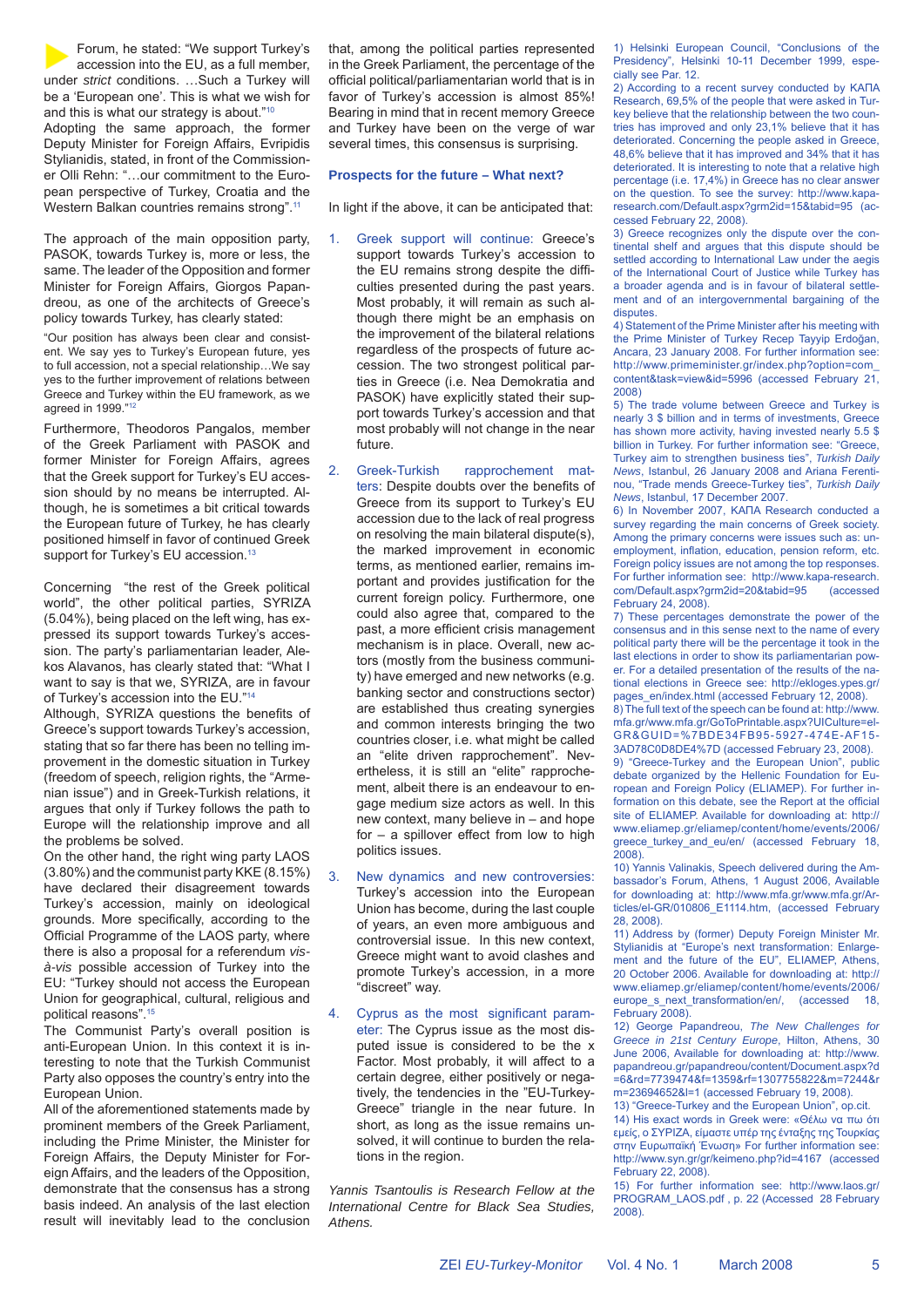Forum, he stated: "We support Turkey's accession into the EU, as a full member, under *strict* conditions. …Such a Turkey will be a 'European one'. This is what we wish for and this is what our strategy is about."[10]

Adopting the same approach, the former Deputy Minister for Foreign Affairs, Evripidis Stylianidis, stated, in front of the Commissioner Olli Rehn: "…our commitment to the European perspective of Turkey, Croatia and the Western Balkan countries remains strong".[11]

The approach of the main opposition party, PASOK, towards Turkey is, more or less, the same. The leader of the Opposition and former Minister for Foreign Affairs, Giorgos Papandreou, as one of the architects of Greece's policy towards Turkey, has clearly stated:

"Our position has always been clear and consistent. We say yes to Turkey's European future, yes to full accession, not a special relationship…We say yes to the further improvement of relations between Greece and Turkey within the EU framework, as we agreed in 1999."[12]

Furthermore, Theodoros Pangalos, member of the Greek Parliament with PASOK and former Minister for Foreign Affairs, agrees that the Greek support for Turkey's EU accession should by no means be interrupted. Although, he is sometimes a bit critical towards the European future of Turkey, he has clearly positioned himself in favor of continued Greek support for Turkey's EU accession.[13]

Concerning "the rest of the Greek political world", the other political parties, SYRIZA (5.04%), being placed on the left wing, has expressed its support towards Turkey's accession. The party's parliamentarian leader, Alekos Alavanos, has clearly stated that: "What I want to say is that we, SYRIZA, are in favour of Turkey's accession into the EU."[14]

Although, SYRIZA questions the benefits of Greece's support towards Turkey's accession, stating that so far there has been no telling improvement in the domestic situation in Turkey (freedom of speech, religion rights, the "Armenian issue") and in Greek-Turkish relations, it argues that only if Turkey follows the path to Europe will the relationship improve and all the problems be solved.

On the other hand, the right wing party LAOS (3.80%) and the communist party KKE (8.15%) have declared their disagreement towards Turkey's accession, mainly on ideological grounds. More specifically, according to the Official Programme of the LAOS party, where there is also a proposal for a referendum *vis-à-vis* possible accession of Turkey into the EU: "Turkey should not access the European Union for geographical, cultural, religious and political reasons".[15]

The Communist Party's overall position is anti-European Union. In this context it is interesting to note that the Turkish Communist Party also opposes the country's entry into the European Union.

All of the aforementioned statements made by prominent members of the Greek Parliament, including the Prime Minister, the Minister for Foreign Affairs, the Deputy Minister for Foreign Affairs, and the Leader of the Opposition, demonstrate that the consensus has a strong basis indeed. An analysis of the last election result will inevitably lead to the conclusion that, among the political parties represented in the Greek Parliament, the percentage of the official political/parliamentarian world that is in favor of Turkey's accession is almost 85%! Bearing in mind that in recent memory Greece and Turkey have been on the verge of war several times, this consensus is surprising.

### Prospects for the future – What next?

In light if the above, it can be anticipated that:

1. Greek support will continue: Greece's support towards Turkey's accession to the EU remains strong despite the difficulties presented during the past years. Most probably, it will remain as such although there might be an emphasis on the improvement of the bilateral relations regardless of the prospects of future accession. The two strongest political parties in Greece (i.e. Nea Demokratia and PASOK) have explicitly stated their support towards Turkey's accession and that most probably will not change in the near future.

2. Greek-Turkish rapprochement matters: Despite doubts over the benefits of Greece from its support to Turkey's EU accession due to the lack of real progress on resolving the main bilateral dispute(s), the marked improvement in economic terms, as mentioned earlier, remains important and provides justification for the current foreign policy. Furthermore, one could also agree that, compared to the past, a more efficient crisis management mechanism is in place. Overall, new actors (mostly from the business community) have emerged and new networks (e.g. banking sector and constructions sector) are established thus creating synergies and common interests bringing the two countries closer, i.e. what might be called an "elite driven rapprochement". Nevertheless, it is still an "elite" rapprochement, albeit there is an endeavour to engage medium size actors as well. In this new context, many believe in – and hope for – a spillover effect from low to high politics issues.

3. New dynamics and new controversies: Turkey's accession into the European Union has become, during the last couple of years, an even more ambiguous and controversial issue. In this new context, Greece might want to avoid clashes and promote Turkey's accession, in a more "discreet" way.

4. Cyprus as the most significant parameter: The Cyprus issue as the most disputed issue is considered to be the x Factor. Most probably, it will affect to a certain degree, either positively or negatively, the tendencies in the "EU-Turkey-Greece" triangle in the near future. In short, as long as the issue remains unsolved, it will continue to burden the relations in the region.

*Yannis Tsantoulis is Research Fellow at the International Centre for Black Sea Studies, Athens.*

---

1) Helsinki European Council, "Conclusions of the Presidency", Helsinki 10-11 December 1999, especially see Par. 12.

2) According to a recent survey conducted by ΚΑΠΑ Research, 69,5% of the people that were asked in Turkey believe that the relationship between the two countries has improved and only 23,1% believe that it has deteriorated. Concerning the people asked in Greece, 48,6% believe that it has improved and 34% that it has deteriorated. It is interesting to note that a relative high percentage (i.e. 17,4%) in Greece has no clear answer on the question. To see the survey: http://www.kapa-research.com/Default.aspx?grm2id=15&tabid=95 (accessed February 22, 2008).

3) Greece recognizes only the dispute over the continental shelf and argues that this dispute should be settled according to International Law under the aegis of the International Court of Justice while Turkey has a broader agenda and is in favour of bilateral settlement and of an intergovernmental bargaining of the disputes.

4) Statement of the Prime Minister after his meeting with the Prime Minister of Turkey Recep Tayyip Erdoğan, Ancara, 23 January 2008. For further information see: http://www.primeminister.gr/index.php?option=com_content&task=view&id=5996 (accessed February 21, 2008)

5) The trade volume between Greece and Turkey is nearly 3 $ billion and in terms of investments, Greece has shown more activity, having invested nearly 5.5 $ billion in Turkey. For further information see: "Greece, Turkey aim to strengthen business ties", *Turkish Daily News*, Istanbul, 26 January 2008 and Ariana Ferentinou, "Trade mends Greece-Turkey ties", *Turkish Daily News*, Istanbul, 17 December 2007.

6) In November 2007, ΚΑΠΑ Research conducted a survey regarding the main concerns of Greek society. Among the primary concerns were issues such as: unemployment, inflation, education, pension reform, etc. Foreign policy issues are not among the top responses. For further information see: http://www.kapa-research.com/Default.aspx?grm2id=20&tabid=95 (accessed February 24, 2008).

7) These percentages demonstrate the power of the consensus and in this sense next to the name of every political party there will be the percentage it took in the last elections in order to show its parliamentarian power. For a detailed presentation of the results of the national elections in Greece see: http://ekloges.ypes.gr/pages_en/index.html (accessed February 12, 2008).

8) The full text of the speech can be found at: http://www.mfa.gr/www.mfa.gr/GoToPrintable.aspx?UICulture=el-GR&GUID=%7BDE34FB95-5927-474E-AF15-3AD78C0D8DE4%7D (accessed February 23, 2008).

9) "Greece-Turkey and the European Union", public debate organized by the Hellenic Foundation for European and Foreign Policy (ELIAMEP). For further information on this debate, see the Report at the official site of ELIAMEP. Available for downloading at: http://www.eliamep.gr/eliamep/content/home/events/2006/greece_turkey_and_eu/en/ (accessed February 18, 2008).

10) Yannis Valinakis, Speech delivered during the Ambassador's Forum, Athens, 1 August 2006, Available for downloading at: http://www.mfa.gr/www.mfa.gr/Articles/el-GR/010806_E1114.htm, (accessed February 28, 2008).

11) Address by (former) Deputy Foreign Minister Mr. Stylianidis at "Europe's next transformation: Enlargement and the future of the EU", ELIAMEP, Athens, 20 October 2006. Available for downloading at: http://www.eliamep.gr/eliamep/content/home/events/2006/europe_s_next_transformation/en/, (accessed 18, February 2008).

12) George Papandreou, *The New Challenges for Greece in 21st Century Europe*, Hilton, Athens, 30 June 2006, Available for downloading at: http://www.papandreou.gr/papandreou/content/Document.aspx?d=6&rd=7739474&f=1359&rf=1307755822&m=7244&rm=23694652&l=1 (accessed February 19, 2008).

13) "Greece-Turkey and the European Union", op.cit.

14) His exact words in Greek were: «Θέλω να πω ότι εμείς, ο ΣΥΡΙΖΑ, είμαστε υπέρ της ένταξης της Τουρκίας στην Ευρωπαϊκή Ένωση» For further information see: http://www.syn.gr/gr/keimeno.php?id=4167 (accessed February 22, 2008).

15) For further information see: http://www.laos.gr/PROGRAM_LAOS.pdf , p. 22 (Accessed 28 February 2008).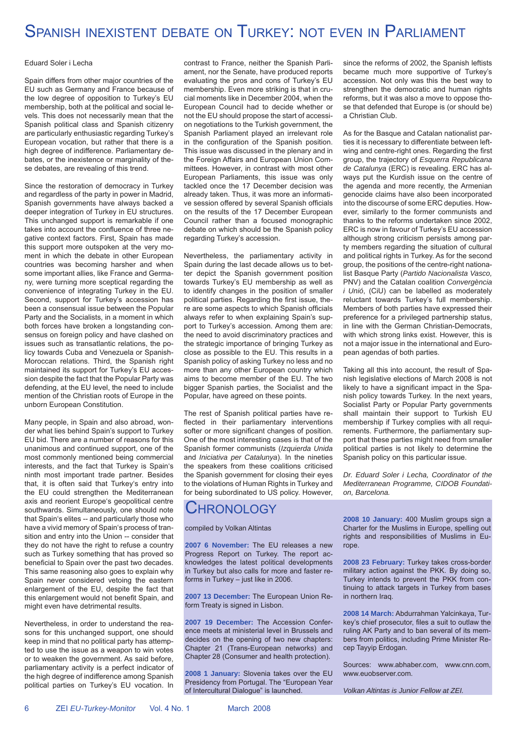# Spanish inexistent debate on Turkey: not even in Parliament

Eduard Soler i Lecha

Spain differs from other major countries of the EU such as Germany and France because of the low degree of opposition to Turkey's EU membership, both at the political and social levels. This does not necessarily mean that the Spanish political class and Spanish citizenry are particularly enthusiastic regarding Turkey's European vocation, but rather that there is a high degree of indifference. Parliamentary debates, or the inexistence or marginality of these debates, are revealing of this trend.

Since the restoration of democracy in Turkey and regardless of the party in power in Madrid, Spanish governments have always backed a deeper integration of Turkey in EU structures. This unchanged support is remarkable if one takes into account the confluence of three negative context factors. First, Spain has made this support more outspoken at the very moment in which the debate in other European countries was becoming harsher and when some important allies, like France and Germany, were turning more sceptical regarding the convenience of integrating Turkey in the EU. Second, support for Turkey's accession has been a consensual issue between the Popular Party and the Socialists, in a moment in which both forces have broken a longstanding consensus on foreign policy and have clashed on issues such as transatlantic relations, the policy towards Cuba and Venezuela or Spanish-Moroccan relations. Third, the Spanish right maintained its support for Turkey's EU accession despite the fact that the Popular Party was defending, at the EU level, the need to include mention of the Christian roots of Europe in the unborn European Constitution.

Many people, in Spain and also abroad, wonder what lies behind Spain's support to Turkey EU bid. There are a number of reasons for this unanimous and continued support, one of the most commonly mentioned being commercial interests, and the fact that Turkey is Spain's ninth most important trade partner. Besides that, it is often said that Turkey's entry into the EU could strengthen the Mediterranean axis and reorient Europe's geopolitical centre southwards. Simultaneously, one should note that Spain's elites -- and particularly those who have a vivid memory of Spain's process of transition and entry into the Union -- consider that they do not have the right to refuse a country such as Turkey something that has proved so beneficial to Spain over the past two decades. This same reasoning also goes to explain why Spain never considered vetoing the eastern enlargement of the EU, despite the fact that this enlargement would not benefit Spain, and might even have detrimental results.

Nevertheless, in order to understand the reasons for this unchanged support, one should keep in mind that no political party has attempted to use the issue as a weapon to win votes or to weaken the government. As said before, parliamentary activity is a perfect indicator of the high degree of indifference among Spanish political parties on Turkey's EU vocation. In contrast to France, neither the Spanish Parliament, nor the Senate, have produced reports evaluating the pros and cons of Turkey's EU membership. Even more striking is that in crucial moments like in December 2004, when the European Council had to decide whether or not the EU should propose the start of accession negotiations to the Turkish government, the Spanish Parliament played an irrelevant role in the configuration of the Spanish position. This issue was discussed in the plenary and in the Foreign Affairs and European Union Committees. However, in contrast with most other European Parliaments, this issue was only tackled once the 17 December decision was already taken. Thus, it was more an informative session offered by several Spanish officials on the results of the 17 December European Council rather than a focused monographic debate on which should be the Spanish policy regarding Turkey's accession.

Nevertheless, the parliamentary activity in Spain during the last decade allows us to better depict the Spanish government position towards Turkey's EU membership as well as to identify changes in the position of smaller political parties. Regarding the first issue, there are some aspects to which Spanish officials always refer to when explaining Spain's support to Turkey's accession. Among them are: the need to avoid discriminatory practices and the strategic importance of bringing Turkey as close as possible to the EU. This results in a Spanish policy of asking Turkey no less and no more than any other European country which aims to become member of the EU. The two bigger Spanish parties, the Socialist and the Popular, have agreed on these points.

The rest of Spanish political parties have reflected in their parliamentary interventions softer or more significant changes of position. One of the most interesting cases is that of the Spanish former communists (*Izquierda Unida* and *Iniciativa per Catalunya*). In the nineties the speakers from these coalitions criticised the Spanish government for closing their eyes to the violations of Human Rights in Turkey and for being subordinated to US policy. However, since the reforms of 2002, the Spanish leftists became much more supportive of Turkey's accession. Not only was this the best way to strengthen the democratic and human rights reforms, but it was also a move to oppose those that defended that Europe is (or should be) a Christian Club.

As for the Basque and Catalan nationalist parties it is necessary to differentiate between leftwing and centre-right ones. Regarding the first group, the trajectory of *Esquerra Republicana de Catalunya* (ERC) is revealing. ERC has always put the Kurdish issue on the centre of the agenda and more recently, the Armenian genocide claims have also been incorporated into the discourse of some ERC deputies. However, similarly to the former communists and thanks to the reforms undertaken since 2002, ERC is now in favour of Turkey's EU accession although strong criticism persists among party members regarding the situation of cultural and political rights in Turkey. As for the second group, the positions of the centre-right nationalist Basque Party (*Partido Nacionalista Vasco,* PNV) and the Catalan coalition *Convergència i Unió*, (CiU) can be labelled as moderately reluctant towards Turkey's full membership. Members of both parties have expressed their preference for a privileged partnership status, in line with the German Christian-Democrats, with which strong links exist. However, this is not a major issue in the international and European agendas of both parties.

Taking all this into account, the result of Spanish legislative elections of March 2008 is not likely to have a significant impact in the Spanish policy towards Turkey. In the next years, Socialist Party or Popular Party governments shall maintain their support to Turkish EU membership if Turkey complies with all requirements. Furthermore, the parliamentary support that these parties might need from smaller political parties is not likely to determine the Spanish policy on this particular issue.

*Dr. Eduard Soler i Lecha, Coordinator of the Mediterranean Programme, CIDOB Foundation, Barcelona.*

# Chronology

compiled by Volkan Altintas

**2007 6 November:** The EU releases a new Progress Report on Turkey. The report acknowledges the latest political developments in Turkey but also calls for more and faster reforms in Turkey – just like in 2006.

**2007 13 December:** The European Union Reform Treaty is signed in Lisbon.

**2007 19 December:** The Accession Conference meets at ministerial level in Brussels and decides on the opening of two new chapters: Chapter 21 (Trans-European networks) and Chapter 28 (Consumer and health protection).

**2008 1 January:** Slovenia takes over the EU Presidency from Portugal. The "European Year of Intercultural Dialogue" is launched.

**2008 10 January:** 400 Muslim groups sign a Charter for the Muslims in Europe, spelling out rights and responsibilities of Muslims in Europe.

**2008 23 February:** Turkey takes cross-border military action against the PKK. By doing so, Turkey intends to prevent the PKK from continuing to attack targets in Turkey from bases in northern Iraq.

**2008 14 March:** Abdurrahman Yalcinkaya, Turkey's chief prosecutor, files a suit to outlaw the ruling AK Party and to ban several of its members from politics, including Prime Minister Recep Tayyip Erdogan.

Sources: www.abhaber.com, www.cnn.com, www.euobserver.com.

*Volkan Altintas is Junior Fellow at ZEI.*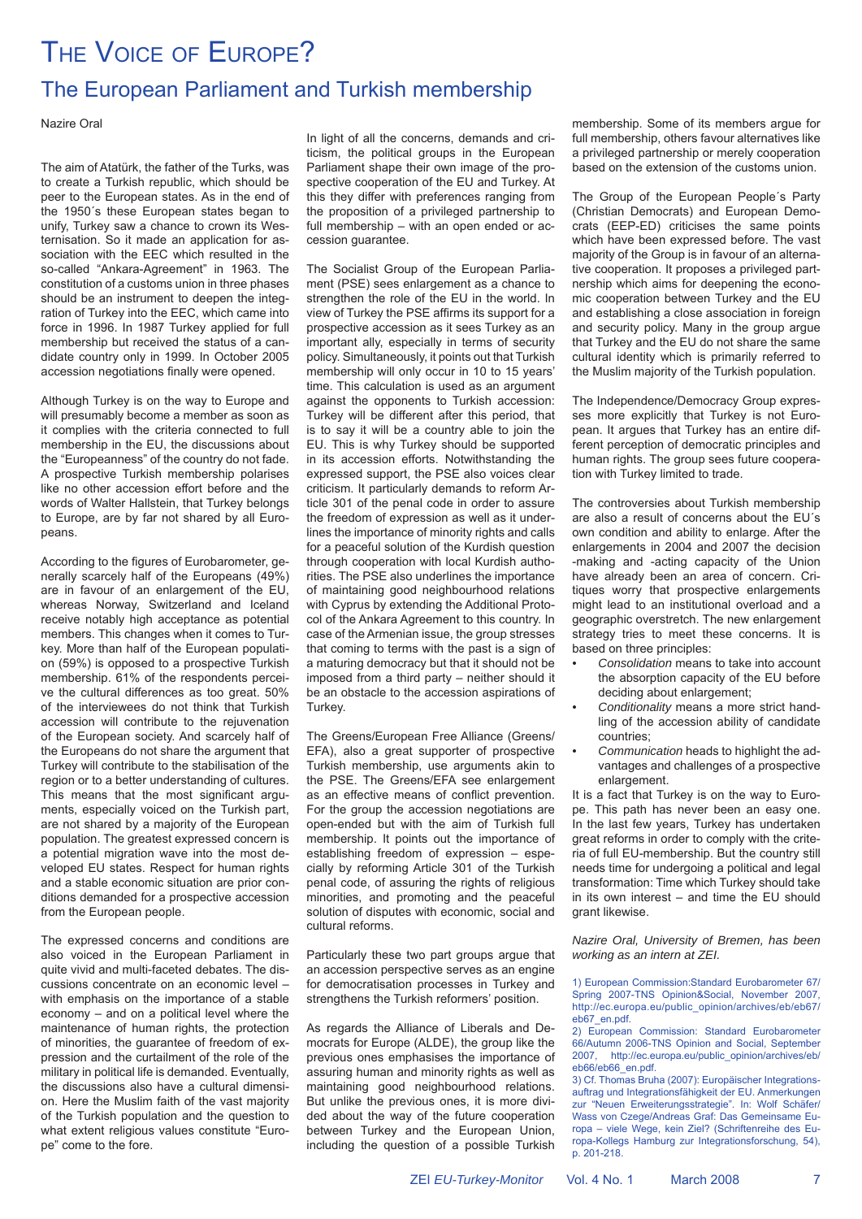# The Voice of Europe?

## The European Parliament and Turkish membership

Nazire Oral

The aim of Atatürk, the father of the Turks, was to create a Turkish republic, which should be peer to the European states. As in the end of the 1950´s these European states began to unify, Turkey saw a chance to crown its Westernisation. So it made an application for association with the EEC which resulted in the so-called "Ankara-Agreement" in 1963. The constitution of a customs union in three phases should be an instrument to deepen the integration of Turkey into the EEC, which came into force in 1996. In 1987 Turkey applied for full membership but received the status of a candidate country only in 1999. In October 2005 accession negotiations finally were opened.

Although Turkey is on the way to Europe and will presumably become a member as soon as it complies with the criteria connected to full membership in the EU, the discussions about the "Europeanness" of the country do not fade. A prospective Turkish membership polarises like no other accession effort before and the words of Walter Hallstein, that Turkey belongs to Europe, are by far not shared by all Europeans.

According to the figures of Eurobarometer, generally scarcely half of the Europeans (49%) are in favour of an enlargement of the EU, whereas Norway, Switzerland and Iceland receive notably high acceptance as potential members. This changes when it comes to Turkey. More than half of the European population (59%) is opposed to a prospective Turkish membership. 61% of the respondents perceive the cultural differences as too great. 50% of the interviewees do not think that Turkish accession will contribute to the rejuvenation of the European society. And scarcely half of the Europeans do not share the argument that Turkey will contribute to the stabilisation of the region or to a better understanding of cultures. This means that the most significant arguments, especially voiced on the Turkish part, are not shared by a majority of the European population. The greatest expressed concern is a potential migration wave into the most developed EU states. Respect for human rights and a stable economic situation are prior conditions demanded for a prospective accession from the European people.

The expressed concerns and conditions are also voiced in the European Parliament in quite vivid and multi-faceted debates. The discussions concentrate on an economic level – with emphasis on the importance of a stable economy – and on a political level where the maintenance of human rights, the protection of minorities, the guarantee of freedom of expression and the curtailment of the role of the military in political life is demanded. Eventually, the discussions also have a cultural dimension. Here the Muslim faith of the vast majority of the Turkish population and the question to what extent religious values constitute "Europe" come to the fore.

In light of all the concerns, demands and criticism, the political groups in the European Parliament shape their own image of the prospective cooperation of the EU and Turkey. At this they differ with preferences ranging from the proposition of a privileged partnership to full membership – with an open ended or accession guarantee.

The Socialist Group of the European Parliament (PSE) sees enlargement as a chance to strengthen the role of the EU in the world. In view of Turkey the PSE affirms its support for a prospective accession as it sees Turkey as an important ally, especially in terms of security policy. Simultaneously, it points out that Turkish membership will only occur in 10 to 15 years' time. This calculation is used as an argument against the opponents to Turkish accession: Turkey will be different after this period, that is to say it will be a country able to join the EU. This is why Turkey should be supported in its accession efforts. Notwithstanding the expressed support, the PSE also voices clear criticism. It particularly demands to reform Article 301 of the penal code in order to assure the freedom of expression as well as it underlines the importance of minority rights and calls for a peaceful solution of the Kurdish question through cooperation with local Kurdish authorities. The PSE also underlines the importance of maintaining good neighbourhood relations with Cyprus by extending the Additional Protocol of the Ankara Agreement to this country. In case of the Armenian issue, the group stresses that coming to terms with the past is a sign of a maturing democracy but that it should not be imposed from a third party – neither should it be an obstacle to the accession aspirations of Turkey.

The Greens/European Free Alliance (Greens/EFA), also a great supporter of prospective Turkish membership, use arguments akin to the PSE. The Greens/EFA see enlargement as an effective means of conflict prevention. For the group the accession negotiations are open-ended but with the aim of Turkish full membership. It points out the importance of establishing freedom of expression – especially by reforming Article 301 of the Turkish penal code, of assuring the rights of religious minorities, and promoting and the peaceful solution of disputes with economic, social and cultural reforms.

Particularly these two part groups argue that an accession perspective serves as an engine for democratisation processes in Turkey and strengthens the Turkish reformers' position.

As regards the Alliance of Liberals and Democrats for Europe (ALDE), the group like the previous ones emphasises the importance of assuring human and minority rights as well as maintaining good neighbourhood relations. But unlike the previous ones, it is more divided about the way of the future cooperation between Turkey and the European Union, including the question of a possible Turkish membership. Some of its members argue for full membership, others favour alternatives like a privileged partnership or merely cooperation based on the extension of the customs union.

The Group of the European People´s Party (Christian Democrats) and European Democrats (EEP-ED) criticises the same points which have been expressed before. The vast majority of the Group is in favour of an alternative cooperation. It proposes a privileged partnership which aims for deepening the economic cooperation between Turkey and the EU and establishing a close association in foreign and security policy. Many in the group argue that Turkey and the EU do not share the same cultural identity which is primarily referred to the Muslim majority of the Turkish population.

The Independence/Democracy Group expresses more explicitly that Turkey is not European. It argues that Turkey has an entire different perception of democratic principles and human rights. The group sees future cooperation with Turkey limited to trade.

The controversies about Turkish membership are also a result of concerns about the EU´s own condition and ability to enlarge. After the enlargements in 2004 and 2007 the decision -making and -acting capacity of the Union have already been an area of concern. Critiques worry that prospective enlargements might lead to an institutional overload and a geographic overstretch. The new enlargement strategy tries to meet these concerns. It is based on three principles:

- *Consolidation* means to take into account the absorption capacity of the EU before deciding about enlargement;
- *Conditionality* means a more strict handling of the accession ability of candidate countries;
- *Communication* heads to highlight the advantages and challenges of a prospective enlargement.

It is a fact that Turkey is on the way to Europe. This path has never been an easy one. In the last few years, Turkey has undertaken great reforms in order to comply with the criteria of full EU-membership. But the country still needs time for undergoing a political and legal transformation: Time which Turkey should take in its own interest – and time the EU should grant likewise.

*Nazire Oral, University of Bremen, has been working as an intern at ZEI.*

1) European Commission:Standard Eurobarometer 67/ Spring 2007-TNS Opinion&Social, November 2007, http://ec.europa.eu/public_opinion/archives/eb/eb67/eb67_en.pdf.

2) European Commission: Standard Eurobarometer 66/Autumn 2006-TNS Opinion and Social, September 2007, http://ec.europa.eu/public_opinion/archives/eb/eb66/eb66_en.pdf.

3) Cf. Thomas Bruha (2007): Europäischer Integrationsauftrag und Integrationsfähigkeit der EU. Anmerkungen zur "Neuen Erweiterungsstrategie". In: Wolf Schäfer/ Wass von Czege/Andreas Graf: Das Gemeinsame Europa – viele Wege, kein Ziel? (Schriftenreihe des Europa-Kollegs Hamburg zur Integrationsforschung, 54), p. 201-218.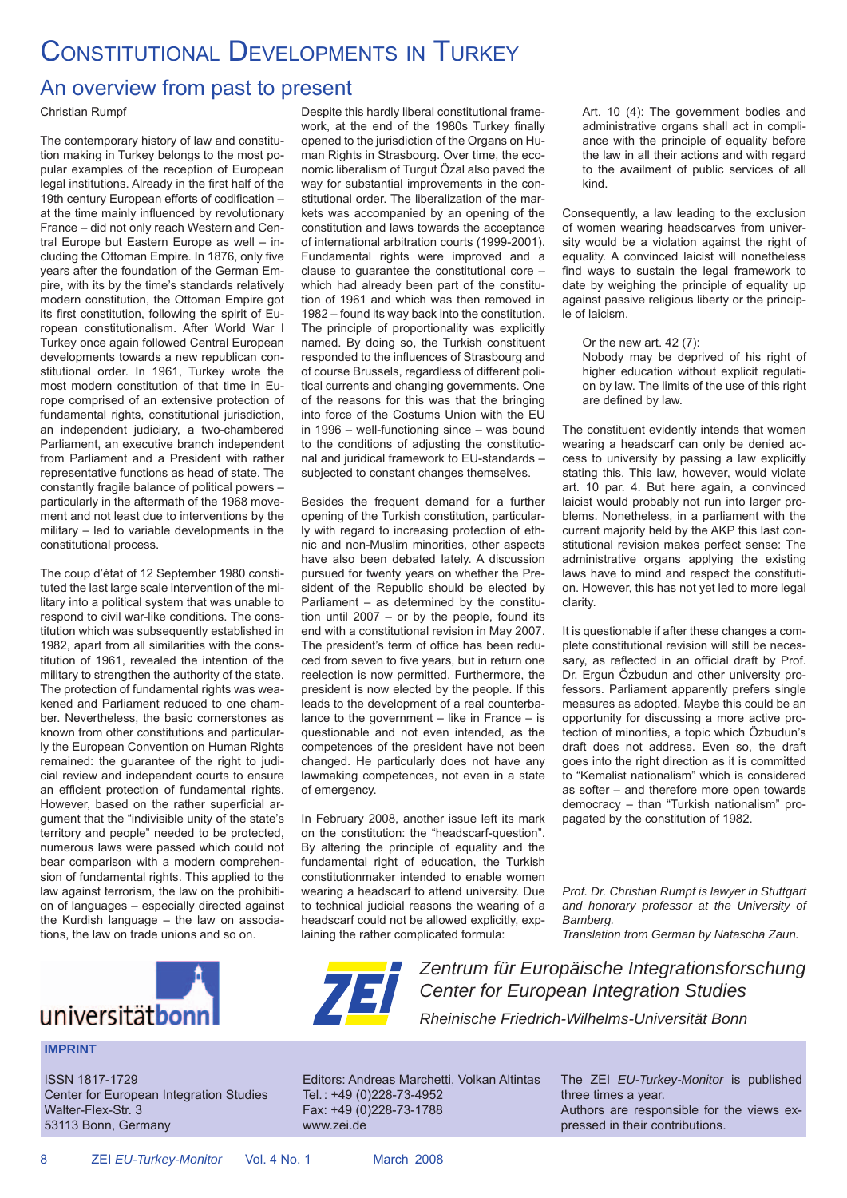# Constitutional Developments in Turkey

## An overview from past to present

Christian Rumpf

The contemporary history of law and constitution making in Turkey belongs to the most popular examples of the reception of European legal institutions. Already in the first half of the 19th century European efforts of codification – at the time mainly influenced by revolutionary France – did not only reach Western and Central Europe but Eastern Europe as well – including the Ottoman Empire. In 1876, only five years after the foundation of the German Empire, with its by the time's standards relatively modern constitution, the Ottoman Empire got its first constitution, following the spirit of European constitutionalism. After World War I Turkey once again followed Central European developments towards a new republican constitutional order. In 1961, Turkey wrote the most modern constitution of that time in Europe comprised of an extensive protection of fundamental rights, constitutional jurisdiction, an independent judiciary, a two-chambered Parliament, an executive branch independent from Parliament and a President with rather representative functions as head of state. The constantly fragile balance of political powers – particularly in the aftermath of the 1968 movement and not least due to interventions by the military – led to variable developments in the constitutional process.

The coup d'état of 12 September 1980 constituted the last large scale intervention of the military into a political system that was unable to respond to civil war-like conditions. The constitution which was subsequently established in 1982, apart from all similarities with the constitution of 1961, revealed the intention of the military to strengthen the authority of the state. The protection of fundamental rights was weakened and Parliament reduced to one chamber. Nevertheless, the basic cornerstones as known from other constitutions and particularly the European Convention on Human Rights remained: the guarantee of the right to judicial review and independent courts to ensure an efficient protection of fundamental rights. However, based on the rather superficial argument that the "indivisible unity of the state's territory and people" needed to be protected, numerous laws were passed which could not bear comparison with a modern comprehension of fundamental rights. This applied to the law against terrorism, the law on the prohibition of languages – especially directed against the Kurdish language – the law on associations, the law on trade unions and so on.

Despite this hardly liberal constitutional framework, at the end of the 1980s Turkey finally opened to the jurisdiction of the Organs on Human Rights in Strasbourg. Over time, the economic liberalism of Turgut Özal also paved the way for substantial improvements in the constitutional order. The liberalization of the markets was accompanied by an opening of the constitution and laws towards the acceptance of international arbitration courts (1999-2001). Fundamental rights were improved and a clause to guarantee the constitutional core – which had already been part of the constitution of 1961 and which was then removed in 1982 – found its way back into the constitution. The principle of proportionality was explicitly named. By doing so, the Turkish constituent responded to the influences of Strasbourg and of course Brussels, regardless of different political currents and changing governments. One of the reasons for this was that the bringing into force of the Costums Union with the EU in 1996 – well-functioning since – was bound to the conditions of adjusting the constitutional and juridical framework to EU-standards – subjected to constant changes themselves.

Besides the frequent demand for a further opening of the Turkish constitution, particularly with regard to increasing protection of ethnic and non-Muslim minorities, other aspects have also been debated lately. A discussion pursued for twenty years on whether the President of the Republic should be elected by Parliament – as determined by the constitution until 2007 – or by the people, found its end with a constitutional revision in May 2007. The president's term of office has been reduced from seven to five years, but in return one reelection is now permitted. Furthermore, the president is now elected by the people. If this leads to the development of a real counterbalance to the government – like in France – is questionable and not even intended, as the competences of the president have not been changed. He particularly does not have any lawmaking competences, not even in a state of emergency.

In February 2008, another issue left its mark on the constitution: the "headscarf-question". By altering the principle of equality and the fundamental right of education, the Turkish constitutionmaker intended to enable women wearing a headscarf to attend university. Due to technical judicial reasons the wearing of a headscarf could not be allowed explicitly, explaining the rather complicated formula:

> Art. 10 (4): The government bodies and administrative organs shall act in compliance with the principle of equality before the law in all their actions and with regard to the availment of public services of all kind.

Consequently, a law leading to the exclusion of women wearing headscarves from university would be a violation against the right of equality. A convinced laicist will nonetheless find ways to sustain the legal framework to date by weighing the principle of equality up against passive religious liberty or the principle of laicism.

> Or the new art. 42 (7):
> Nobody may be deprived of his right of higher education without explicit regulation by law. The limits of the use of this right are defined by law.

The constituent evidently intends that women wearing a headscarf can only be denied access to university by passing a law explicitly stating this. This law, however, would violate art. 10 par. 4. But here again, a convinced laicist would probably not run into larger problems. Nonetheless, in a parliament with the current majority held by the AKP this last constitutional revision makes perfect sense: The administrative organs applying the existing laws have to mind and respect the constitution. However, this has not yet led to more legal clarity.

It is questionable if after these changes a complete constitutional revision will still be necessary, as reflected in an official draft by Prof. Dr. Ergun Özbudun and other university professors. Parliament apparently prefers single measures as adopted. Maybe this could be an opportunity for discussing a more active protection of minorities, a topic which Özbudun's draft does not address. Even so, the draft goes into the right direction as it is committed to "Kemalist nationalism" which is considered as softer – and therefore more open towards democracy – than "Turkish nationalism" propagated by the constitution of 1982.

*Prof. Dr. Christian Rumpf is lawyer in Stuttgart and honorary professor at the University of Bamberg.*
*Translation from German by Natascha Zaun.*

universitätbonn

ZEI

*Zentrum für Europäische Integrationsforschung*
*Center for European Integration Studies*
*Rheinische Friedrich-Wilhelms-Universität Bonn*

**IMPRINT**

ISSN 1817-1729
Center for European Integration Studies
Walter-Flex-Str. 3
53113 Bonn, Germany

Editors: Andreas Marchetti, Volkan Altintas
Tel.: +49 (0)228-73-4952
Fax: +49 (0)228-73-1788
www.zei.de

The ZEI *EU-Turkey-Monitor* is published three times a year.
Authors are responsible for the views expressed in their contributions.